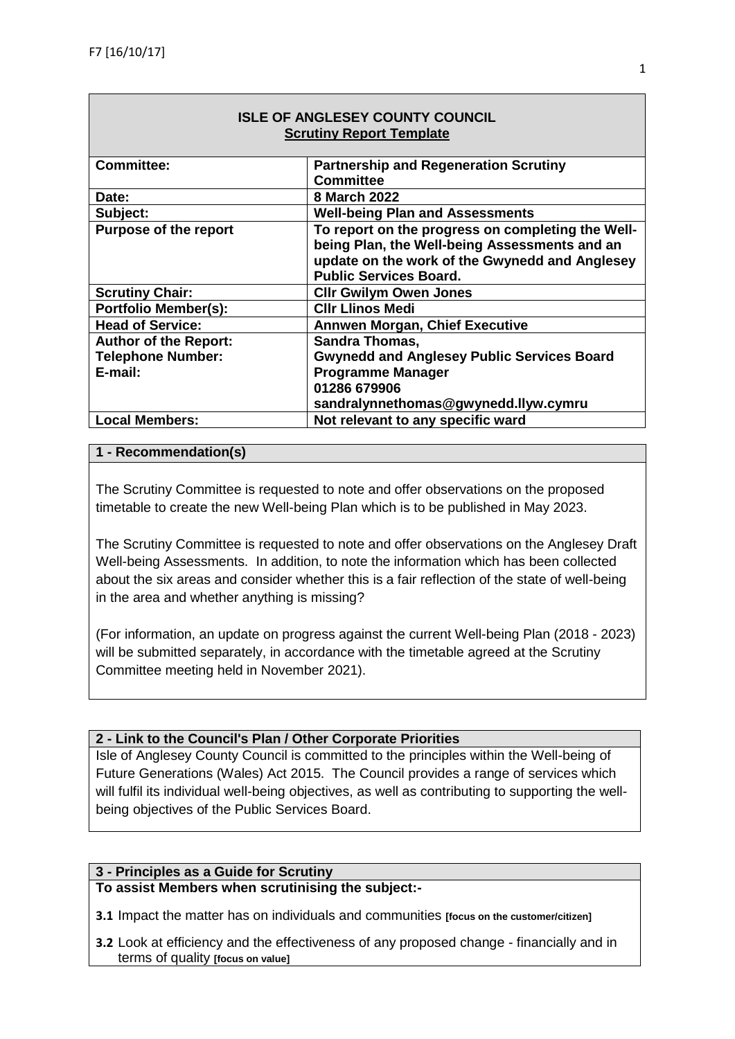F7 [16/10/17]

| ISLE OF ANGLESEY COUNTY COUNCIL<br>Scrutiny Report Template | |
|---|---|
| **Committee:** | **Partnership and Regeneration Scrutiny Committee** |
| **Date:** | **8 March 2022** |
| **Subject:** | **Well-being Plan and Assessments** |
| **Purpose of the report** | **To report on the progress on completing the Well-being Plan, the Well-being Assessments and an update on the work of the Gwynedd and Anglesey Public Services Board.** |
| **Scrutiny Chair:** | **Cllr Gwilym Owen Jones** |
| **Portfolio Member(s):** | **Cllr Llinos Medi** |
| **Head of Service:** | **Annwen Morgan, Chief Executive** |
| **Author of the Report:**<br>**Telephone Number:**<br>**E-mail:** | **Sandra Thomas,**<br>**Gwynedd and Anglesey Public Services Board Programme Manager**<br>**01286 679906**<br>**sandralynnethomas@gwynedd.llyw.cymru** |
| **Local Members:** | **Not relevant to any specific ward** |

## 1 - Recommendation(s)

The Scrutiny Committee is requested to note and offer observations on the proposed timetable to create the new Well-being Plan which is to be published in May 2023.

The Scrutiny Committee is requested to note and offer observations on the Anglesey Draft Well-being Assessments. In addition, to note the information which has been collected about the six areas and consider whether this is a fair reflection of the state of well-being in the area and whether anything is missing?

(For information, an update on progress against the current Well-being Plan (2018 - 2023) will be submitted separately, in accordance with the timetable agreed at the Scrutiny Committee meeting held in November 2021).

## 2 - Link to the Council's Plan / Other Corporate Priorities

Isle of Anglesey County Council is committed to the principles within the Well-being of Future Generations (Wales) Act 2015. The Council provides a range of services which will fulfil its individual well-being objectives, as well as contributing to supporting the well-being objectives of the Public Services Board.

## 3 - Principles as a Guide for Scrutiny

**To assist Members when scrutinising the subject:-**

**3.1** Impact the matter has on individuals and communities **[focus on the customer/citizen]**

**3.2** Look at efficiency and the effectiveness of any proposed change - financially and in terms of quality **[focus on value]**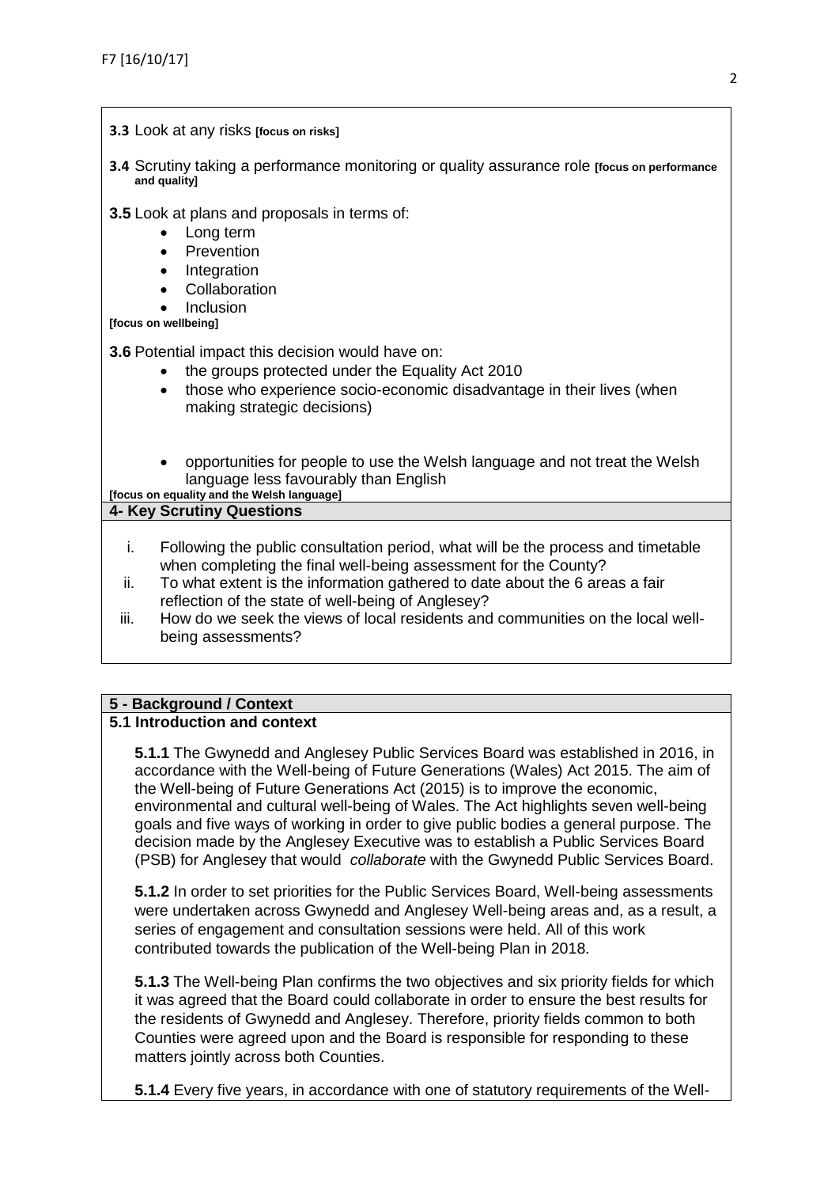**3.3** Look at any risks **[focus on risks]**

**3.4** Scrutiny taking a performance monitoring or quality assurance role **[focus on performance and quality]**

**3.5** Look at plans and proposals in terms of:

- Long term
- Prevention
- Integration
- Collaboration
- Inclusion

**[focus on wellbeing]**

**3.6** Potential impact this decision would have on:

- the groups protected under the Equality Act 2010
- those who experience socio-economic disadvantage in their lives (when making strategic decisions)
- opportunities for people to use the Welsh language and not treat the Welsh language less favourably than English

**[focus on equality and the Welsh language]**

## 4- Key Scrutiny Questions

i. Following the public consultation period, what will be the process and timetable when completing the final well-being assessment for the County?
ii. To what extent is the information gathered to date about the 6 areas a fair reflection of the state of well-being of Anglesey?
iii. How do we seek the views of local residents and communities on the local well-being assessments?

## 5 - Background / Context

### 5.1 Introduction and context

**5.1.1** The Gwynedd and Anglesey Public Services Board was established in 2016, in accordance with the Well-being of Future Generations (Wales) Act 2015. The aim of the Well-being of Future Generations Act (2015) is to improve the economic, environmental and cultural well-being of Wales. The Act highlights seven well-being goals and five ways of working in order to give public bodies a general purpose. The decision made by the Anglesey Executive was to establish a Public Services Board (PSB) for Anglesey that would *collaborate* with the Gwynedd Public Services Board.

**5.1.2** In order to set priorities for the Public Services Board, Well-being assessments were undertaken across Gwynedd and Anglesey Well-being areas and, as a result, a series of engagement and consultation sessions were held. All of this work contributed towards the publication of the Well-being Plan in 2018.

**5.1.3** The Well-being Plan confirms the two objectives and six priority fields for which it was agreed that the Board could collaborate in order to ensure the best results for the residents of Gwynedd and Anglesey. Therefore, priority fields common to both Counties were agreed upon and the Board is responsible for responding to these matters jointly across both Counties.

**5.1.4** Every five years, in accordance with one of statutory requirements of the Well-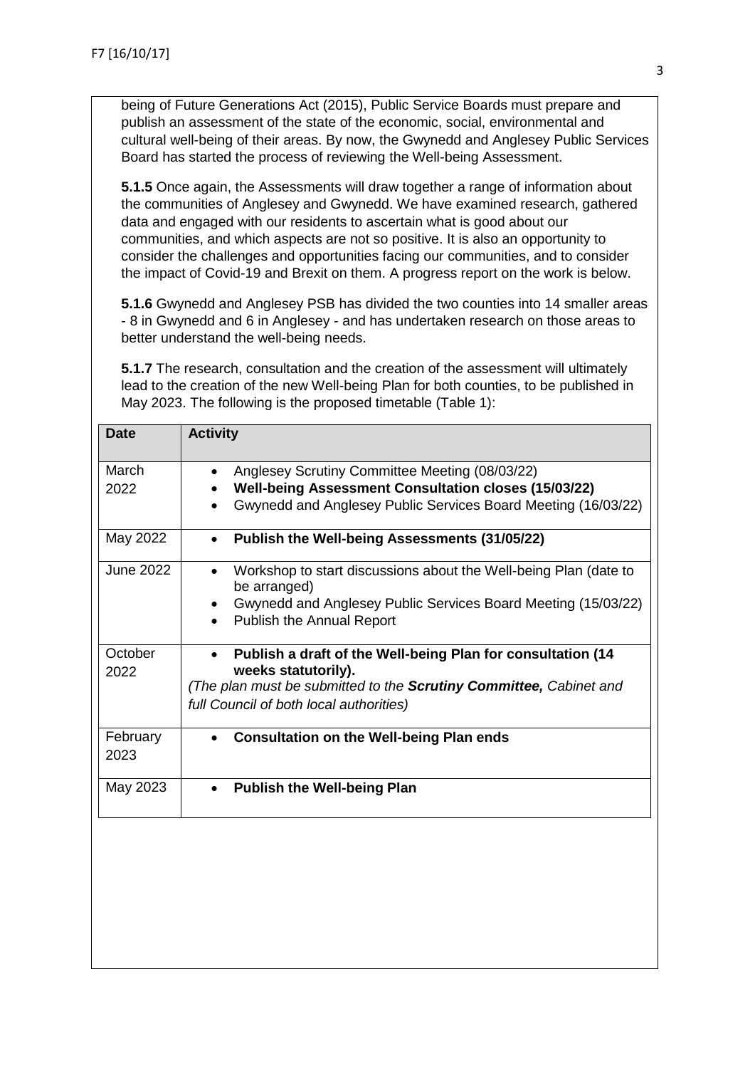being of Future Generations Act (2015), Public Service Boards must prepare and publish an assessment of the state of the economic, social, environmental and cultural well-being of their areas. By now, the Gwynedd and Anglesey Public Services Board has started the process of reviewing the Well-being Assessment.

**5.1.5** Once again, the Assessments will draw together a range of information about the communities of Anglesey and Gwynedd. We have examined research, gathered data and engaged with our residents to ascertain what is good about our communities, and which aspects are not so positive. It is also an opportunity to consider the challenges and opportunities facing our communities, and to consider the impact of Covid-19 and Brexit on them. A progress report on the work is below.

**5.1.6** Gwynedd and Anglesey PSB has divided the two counties into 14 smaller areas - 8 in Gwynedd and 6 in Anglesey - and has undertaken research on those areas to better understand the well-being needs.

**5.1.7** The research, consultation and the creation of the assessment will ultimately lead to the creation of the new Well-being Plan for both counties, to be published in May 2023. The following is the proposed timetable (Table 1):

| Date | Activity |
|---|---|
| March 2022 | • Anglesey Scrutiny Committee Meeting (08/03/22)<br>• **Well-being Assessment Consultation closes (15/03/22)**<br>• Gwynedd and Anglesey Public Services Board Meeting (16/03/22) |
| May 2022 | • **Publish the Well-being Assessments (31/05/22)** |
| June 2022 | • Workshop to start discussions about the Well-being Plan (date to be arranged)<br>• Gwynedd and Anglesey Public Services Board Meeting (15/03/22)<br>• Publish the Annual Report |
| October 2022 | • **Publish a draft of the Well-being Plan for consultation (14 weeks statutorily).**<br>*(The plan must be submitted to the **Scrutiny Committee,** Cabinet and full Council of both local authorities)* |
| February 2023 | • **Consultation on the Well-being Plan ends** |
| May 2023 | • **Publish the Well-being Plan** |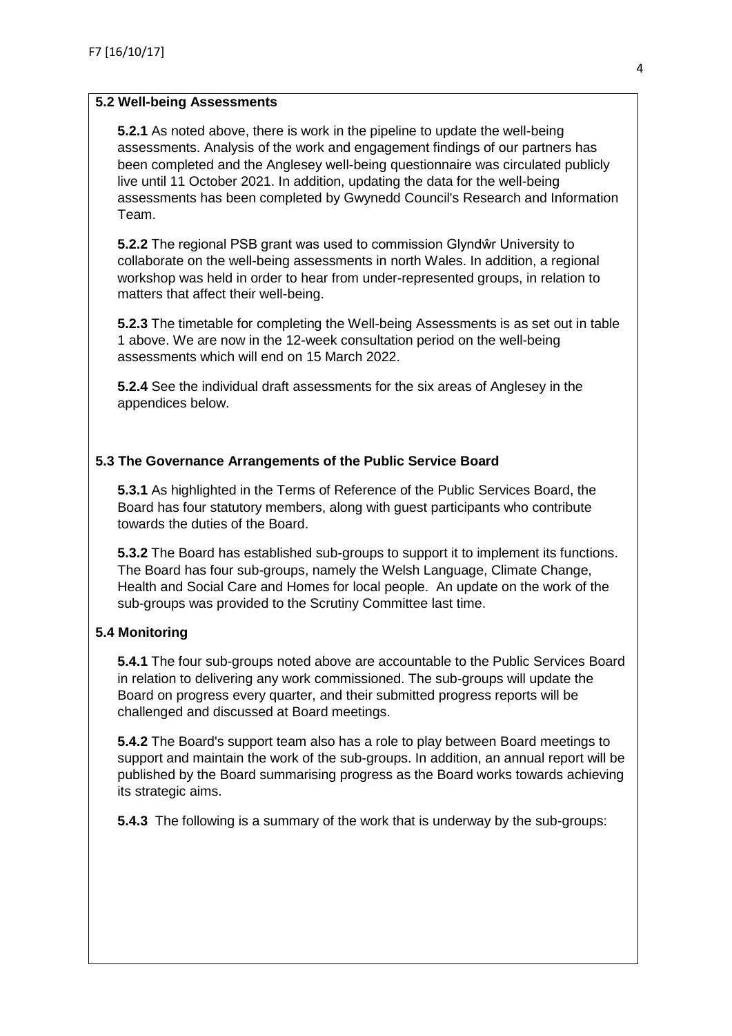## 5.2 Well-being Assessments

**5.2.1** As noted above, there is work in the pipeline to update the well-being assessments. Analysis of the work and engagement findings of our partners has been completed and the Anglesey well-being questionnaire was circulated publicly live until 11 October 2021. In addition, updating the data for the well-being assessments has been completed by Gwynedd Council's Research and Information Team.

**5.2.2** The regional PSB grant was used to commission Glyndŵr University to collaborate on the well-being assessments in north Wales. In addition, a regional workshop was held in order to hear from under-represented groups, in relation to matters that affect their well-being.

**5.2.3** The timetable for completing the Well-being Assessments is as set out in table 1 above. We are now in the 12-week consultation period on the well-being assessments which will end on 15 March 2022.

**5.2.4** See the individual draft assessments for the six areas of Anglesey in the appendices below.

## 5.3 The Governance Arrangements of the Public Service Board

**5.3.1** As highlighted in the Terms of Reference of the Public Services Board, the Board has four statutory members, along with guest participants who contribute towards the duties of the Board.

**5.3.2** The Board has established sub-groups to support it to implement its functions. The Board has four sub-groups, namely the Welsh Language, Climate Change, Health and Social Care and Homes for local people. An update on the work of the sub-groups was provided to the Scrutiny Committee last time.

## 5.4 Monitoring

**5.4.1** The four sub-groups noted above are accountable to the Public Services Board in relation to delivering any work commissioned. The sub-groups will update the Board on progress every quarter, and their submitted progress reports will be challenged and discussed at Board meetings.

**5.4.2** The Board's support team also has a role to play between Board meetings to support and maintain the work of the sub-groups. In addition, an annual report will be published by the Board summarising progress as the Board works towards achieving its strategic aims.

**5.4.3** The following is a summary of the work that is underway by the sub-groups: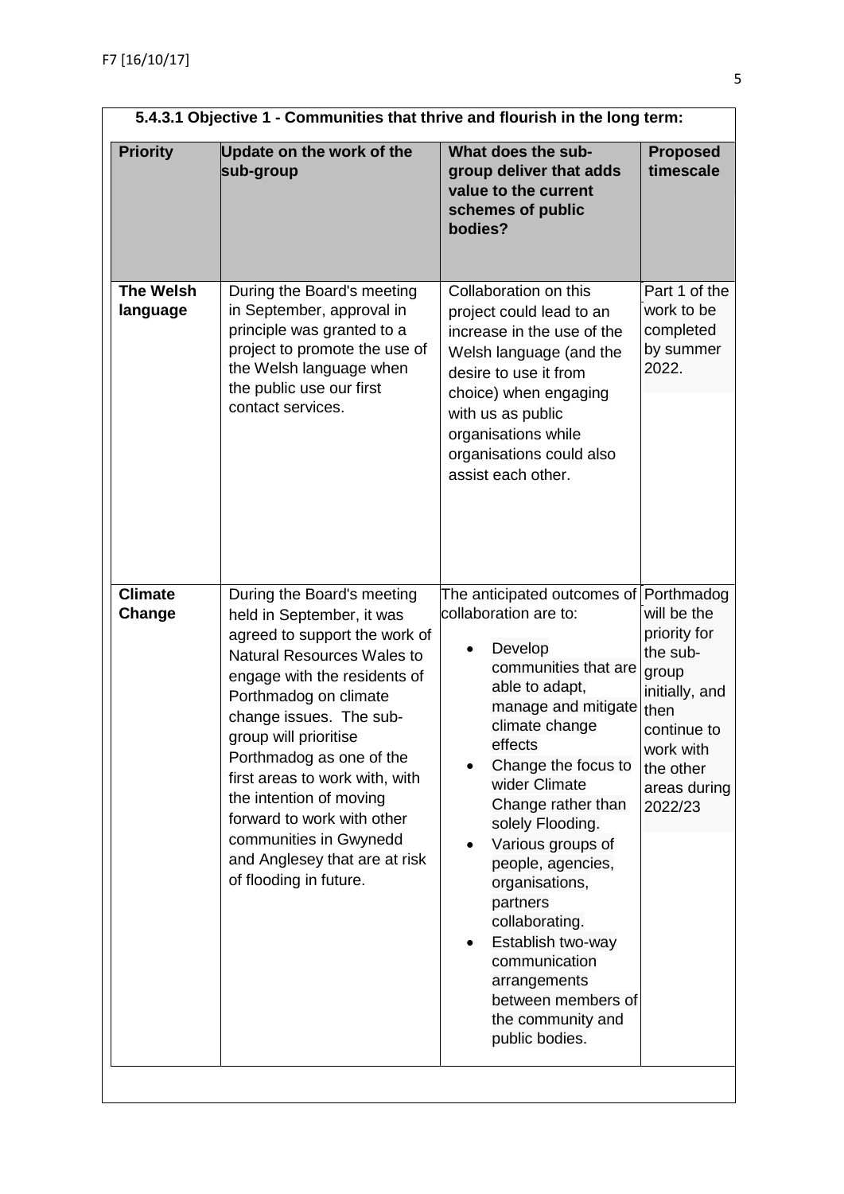### 5.4.3.1 Objective 1 - Communities that thrive and flourish in the long term:

| Priority | Update on the work of the sub-group | What does the sub-group deliver that adds value to the current schemes of public bodies? | Proposed timescale |
|---|---|---|---|
| **The Welsh language** | During the Board's meeting in September, approval in principle was granted to a project to promote the use of the Welsh language when the public use our first contact services. | Collaboration on this project could lead to an increase in the use of the Welsh language (and the desire to use it from choice) when engaging with us as public organisations while organisations could also assist each other. | Part 1 of the work to be completed by summer 2022. |
| **Climate Change** | During the Board's meeting held in September, it was agreed to support the work of Natural Resources Wales to engage with the residents of Porthmadog on climate change issues. The sub-group will prioritise Porthmadog as one of the first areas to work with, with the intention of moving forward to work with other communities in Gwynedd and Anglesey that are at risk of flooding in future. | The anticipated outcomes of collaboration are to: <br>• Develop communities that are able to adapt, manage and mitigate climate change effects <br>• Change the focus to wider Climate Change rather than solely Flooding. <br>• Various groups of people, agencies, organisations, partners collaborating. <br>• Establish two-way communication arrangements between members of the community and public bodies. | Porthmadog will be the priority for the sub-group initially, and then continue to work with the other areas during 2022/23 |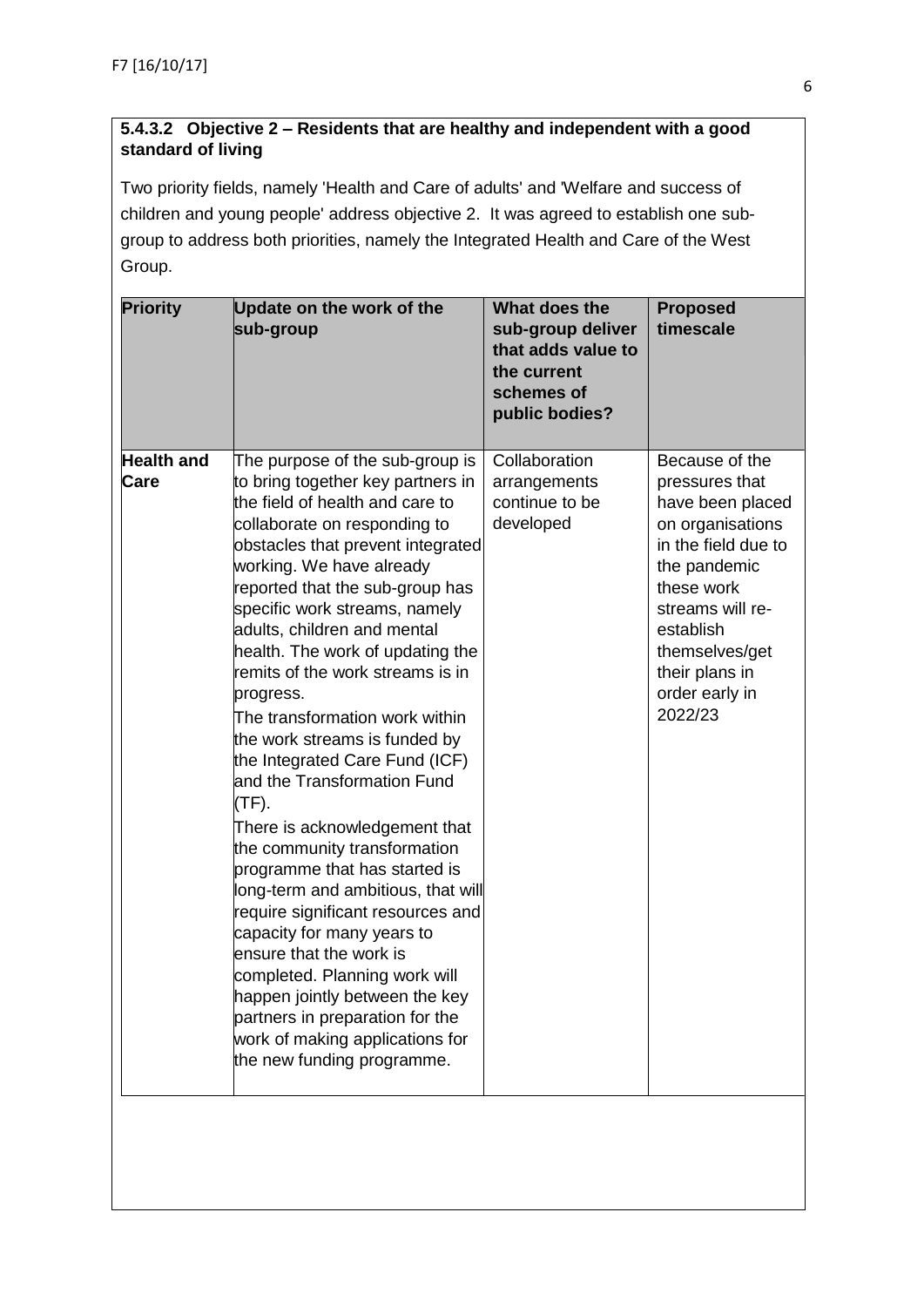F7 [16/10/17]

### 5.4.3.2 Objective 2 – Residents that are healthy and independent with a good standard of living

Two priority fields, namely 'Health and Care of adults' and 'Welfare and success of children and young people' address objective 2. It was agreed to establish one sub-group to address both priorities, namely the Integrated Health and Care of the West Group.

| Priority | Update on the work of the sub-group | What does the sub-group deliver that adds value to the current schemes of public bodies? | Proposed timescale |
|---|---|---|---|
| **Health and Care** | The purpose of the sub-group is to bring together key partners in the field of health and care to collaborate on responding to obstacles that prevent integrated working. We have already reported that the sub-group has specific work streams, namely adults, children and mental health. The work of updating the remits of the work streams is in progress.<br>The transformation work within the work streams is funded by the Integrated Care Fund (ICF) and the Transformation Fund (TF).<br>There is acknowledgement that the community transformation programme that has started is long-term and ambitious, that will require significant resources and capacity for many years to ensure that the work is completed. Planning work will happen jointly between the key partners in preparation for the work of making applications for the new funding programme. | Collaboration arrangements continue to be developed | Because of the pressures that have been placed on organisations in the field due to the pandemic these work streams will re-establish themselves/get their plans in order early in 2022/23 |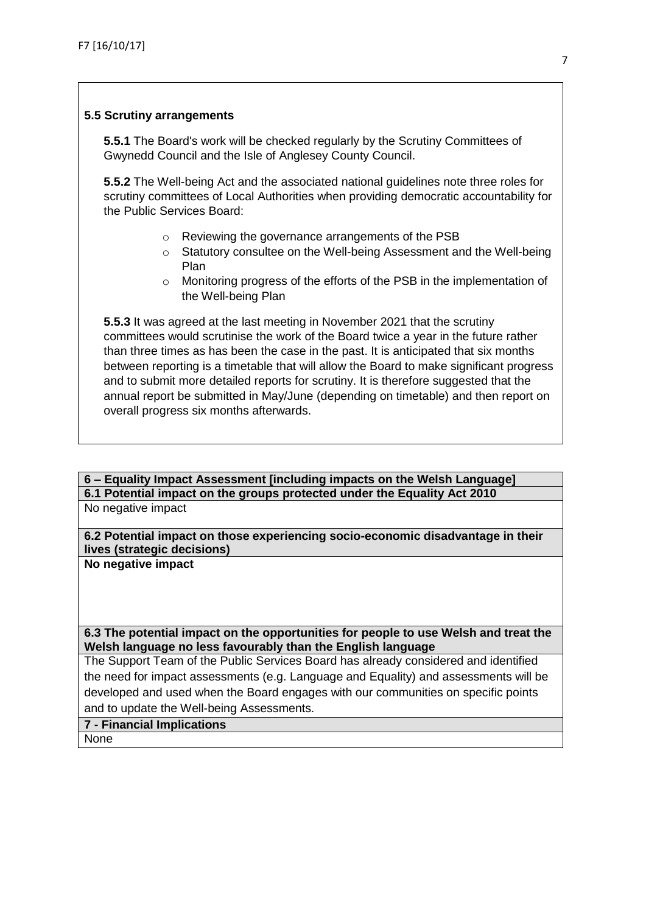### 5.5 Scrutiny arrangements

**5.5.1** The Board's work will be checked regularly by the Scrutiny Committees of Gwynedd Council and the Isle of Anglesey County Council.

**5.5.2** The Well-being Act and the associated national guidelines note three roles for scrutiny committees of Local Authorities when providing democratic accountability for the Public Services Board:

- Reviewing the governance arrangements of the PSB
- Statutory consultee on the Well-being Assessment and the Well-being Plan
- Monitoring progress of the efforts of the PSB in the implementation of the Well-being Plan

**5.5.3** It was agreed at the last meeting in November 2021 that the scrutiny committees would scrutinise the work of the Board twice a year in the future rather than three times as has been the case in the past. It is anticipated that six months between reporting is a timetable that will allow the Board to make significant progress and to submit more detailed reports for scrutiny. It is therefore suggested that the annual report be submitted in May/June (depending on timetable) and then report on overall progress six months afterwards.

| **6 – Equality Impact Assessment [including impacts on the Welsh Language]** |
|---|
| **6.1 Potential impact on the groups protected under the Equality Act 2010** |
| No negative impact |
| **6.2 Potential impact on those experiencing socio-economic disadvantage in their lives (strategic decisions)** |
| **No negative impact** |
| **6.3 The potential impact on the opportunities for people to use Welsh and treat the Welsh language no less favourably than the English language** |
| The Support Team of the Public Services Board has already considered and identified the need for impact assessments (e.g. Language and Equality) and assessments will be developed and used when the Board engages with our communities on specific points and to update the Well-being Assessments. |
| **7 - Financial Implications** |
| None |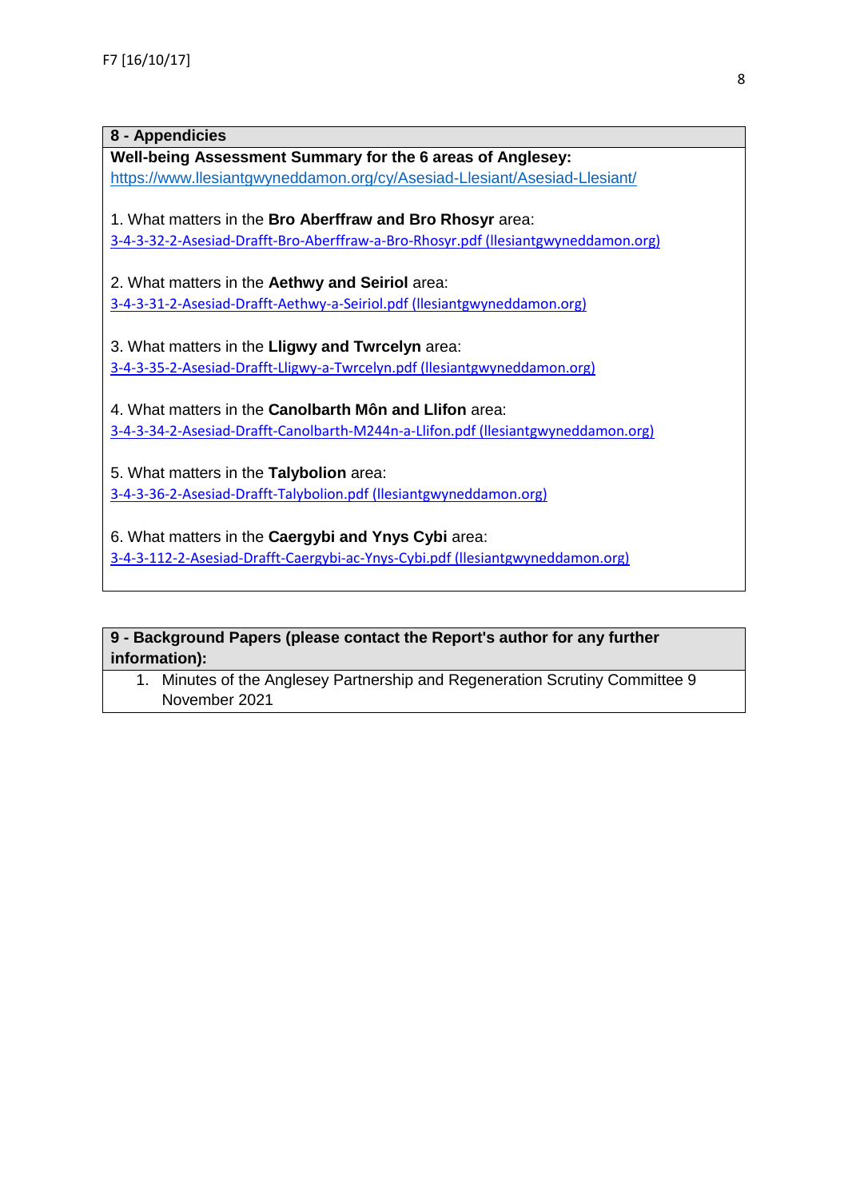## 8 - Appendicies

**Well-being Assessment Summary for the 6 areas of Anglesey:**
https://www.llesiantgwyneddamon.org/cy/Asesiad-Llesiant/Asesiad-Llesiant/

1. What matters in the **Bro Aberffraw and Bro Rhosyr** area:
3-4-3-32-2-Asesiad-Drafft-Bro-Aberffraw-a-Bro-Rhosyr.pdf (llesiantgwyneddamon.org)

2. What matters in the **Aethwy and Seiriol** area:
3-4-3-31-2-Asesiad-Drafft-Aethwy-a-Seiriol.pdf (llesiantgwyneddamon.org)

3. What matters in the **Lligwy and Twrcelyn** area:
3-4-3-35-2-Asesiad-Drafft-Lligwy-a-Twrcelyn.pdf (llesiantgwyneddamon.org)

4. What matters in the **Canolbarth Môn and Llifon** area:
3-4-3-34-2-Asesiad-Drafft-Canolbarth-M244n-a-Llifon.pdf (llesiantgwyneddamon.org)

5. What matters in the **Talybolion** area:
3-4-3-36-2-Asesiad-Drafft-Talybolion.pdf (llesiantgwyneddamon.org)

6. What matters in the **Caergybi and Ynys Cybi** area:
3-4-3-112-2-Asesiad-Drafft-Caergybi-ac-Ynys-Cybi.pdf (llesiantgwyneddamon.org)

## 9 - Background Papers (please contact the Report's author for any further information):

1. Minutes of the Anglesey Partnership and Regeneration Scrutiny Committee 9 November 2021